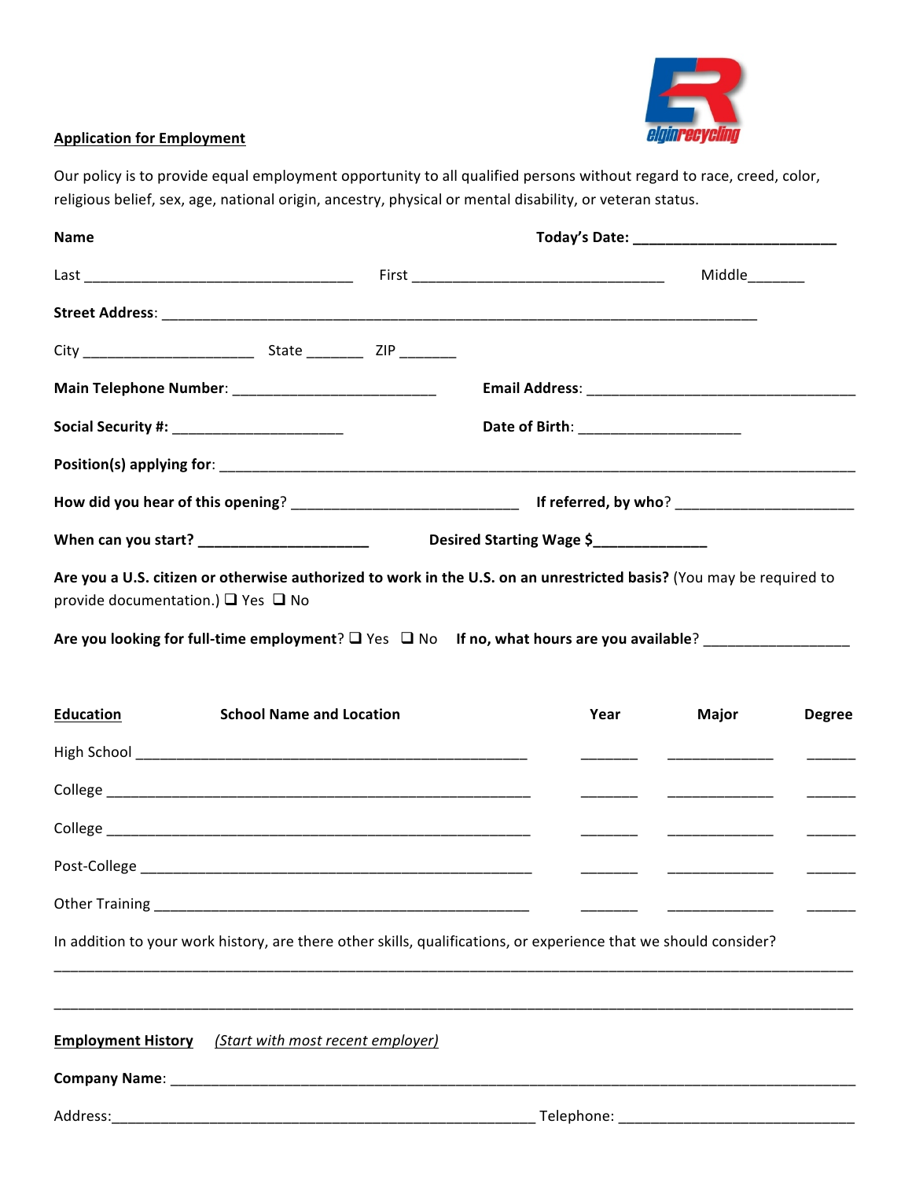**Application for Employment**

Our policy is to provide equal employment opportunity to all qualified persons without regard to race, creed, color, religious belief, sex, age, national origin, ancestry, physical or mental disability, or veteran status.

**Name** **Today's Date:** ________________________

Last ________________________________ First ______________________________ Middle_______

**Street Address**: ________________________________________________________________________

City ____________________ State _______ ZIP _______

**Main Telephone Number**: ________________________ **Email Address**: ________________________________

**Social Security #:** ____________________ **Date of Birth**: ____________________

**Position(s) applying for**: ____________________________________________________________________________

**How did you hear of this opening**? ____________________________ **If referred, by who**? _____________________

**When can you start? ____________________** **Desired Starting Wage $_____________**

**Are you a U.S. citizen or otherwise authorized to work in the U.S. on an unrestricted basis?** (You may be required to provide documentation.) ❑ Yes ❑ No

**Are you looking for full-time employment**? ❑ Yes ❑ No **If no, what hours are you available**? _________________

| **Education** | **School Name and Location** | **Year** | **Major** | **Degree** |
|---|---|---|---|---|
| High School | | | | |
| College | | | | |
| College | | | | |
| Post-College | | | | |
| Other Training | | | | |

In addition to your work history, are there other skills, qualifications, or experience that we should consider?

_______________________________________________________________________________________________

_______________________________________________________________________________________________

**Employment History** *(Start with most recent employer)*

**Company Name**: ________________________________________________________________________________

Address:__________________________________________________ Telephone: ____________________________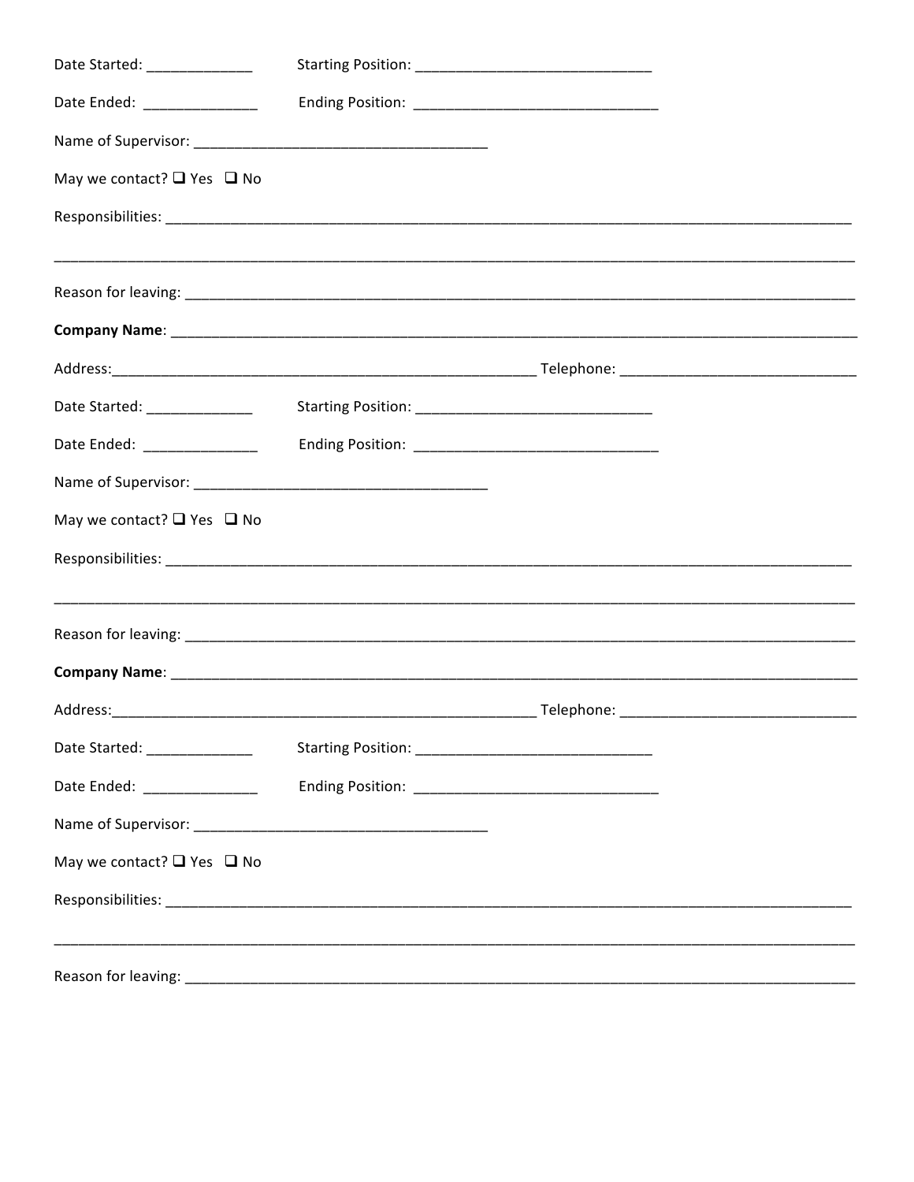Date Started: _____________ Starting Position: _____________________________

Date Ended: ______________ Ending Position: ______________________________

Name of Supervisor: ____________________________________

May we contact? ❑ Yes ❑ No

Responsibilities: ___________________________________________________________________________________

___________________________________________________________________________________________________

Reason for leaving: _________________________________________________________________________________

**Company Name**: ___________________________________________________________________________________

Address:____________________________________________________ Telephone: _____________________________

Date Started: _____________ Starting Position: _____________________________

Date Ended: ______________ Ending Position: ______________________________

Name of Supervisor: ____________________________________

May we contact? ❑ Yes ❑ No

Responsibilities: ___________________________________________________________________________________

___________________________________________________________________________________________________

Reason for leaving: _________________________________________________________________________________

**Company Name**: ___________________________________________________________________________________

Address:____________________________________________________ Telephone: _____________________________

Date Started: _____________ Starting Position: _____________________________

Date Ended: ______________ Ending Position: ______________________________

Name of Supervisor: ____________________________________

May we contact? ❑ Yes ❑ No

Responsibilities: ___________________________________________________________________________________

___________________________________________________________________________________________________

Reason for leaving: _________________________________________________________________________________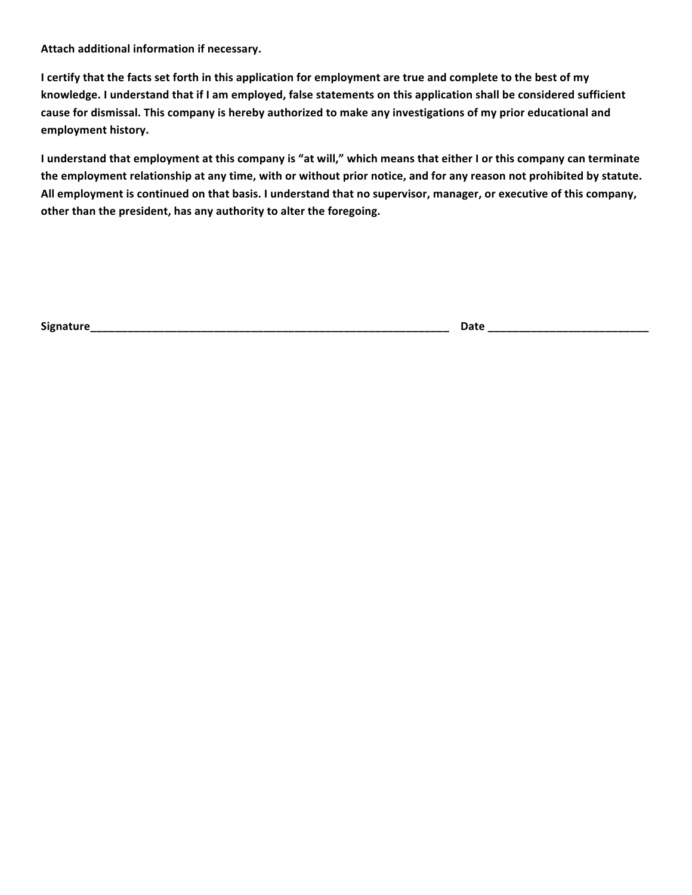**Attach additional information if necessary.**

**I certify that the facts set forth in this application for employment are true and complete to the best of my knowledge. I understand that if I am employed, false statements on this application shall be considered sufficient cause for dismissal. This company is hereby authorized to make any investigations of my prior educational and employment history.**

**I understand that employment at this company is "at will," which means that either I or this company can terminate the employment relationship at any time, with or without prior notice, and for any reason not prohibited by statute. All employment is continued on that basis. I understand that no supervisor, manager, or executive of this company, other than the president, has any authority to alter the foregoing.**

**Signature___________________________________________________________ Date __________________________**